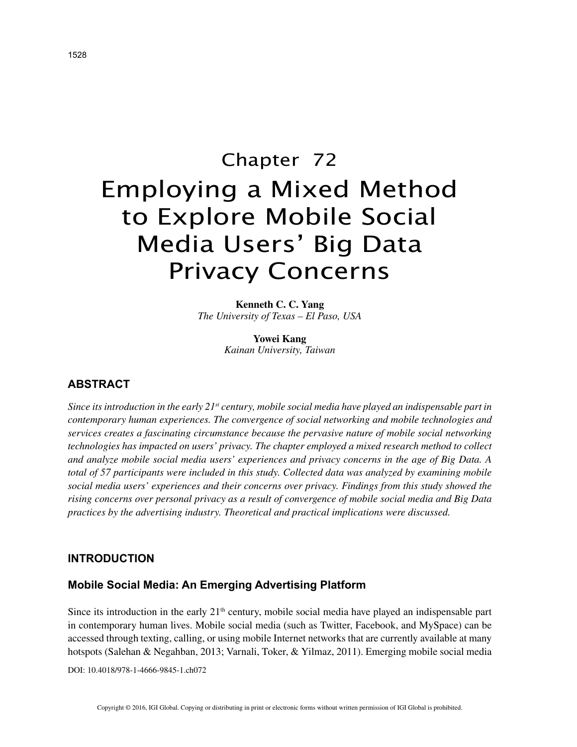# Chapter 72
# Employing a Mixed Method to Explore Mobile Social Media Users' Big Data Privacy Concerns

**Kenneth C. C. Yang**
*The University of Texas – El Paso, USA*

**Yowei Kang**
*Kainan University, Taiwan*

## ABSTRACT

*Since its introduction in the early 21st century, mobile social media have played an indispensable part in contemporary human experiences. The convergence of social networking and mobile technologies and services creates a fascinating circumstance because the pervasive nature of mobile social networking technologies has impacted on users' privacy. The chapter employed a mixed research method to collect and analyze mobile social media users' experiences and privacy concerns in the age of Big Data. A total of 57 participants were included in this study. Collected data was analyzed by examining mobile social media users' experiences and their concerns over privacy. Findings from this study showed the rising concerns over personal privacy as a result of convergence of mobile social media and Big Data practices by the advertising industry. Theoretical and practical implications were discussed.*

## INTRODUCTION

### Mobile Social Media: An Emerging Advertising Platform

Since its introduction in the early 21th century, mobile social media have played an indispensable part in contemporary human lives. Mobile social media (such as Twitter, Facebook, and MySpace) can be accessed through texting, calling, or using mobile Internet networks that are currently available at many hotspots (Salehan & Negahban, 2013; Varnali, Toker, & Yilmaz, 2011). Emerging mobile social media

DOI: 10.4018/978-1-4666-9845-1.ch072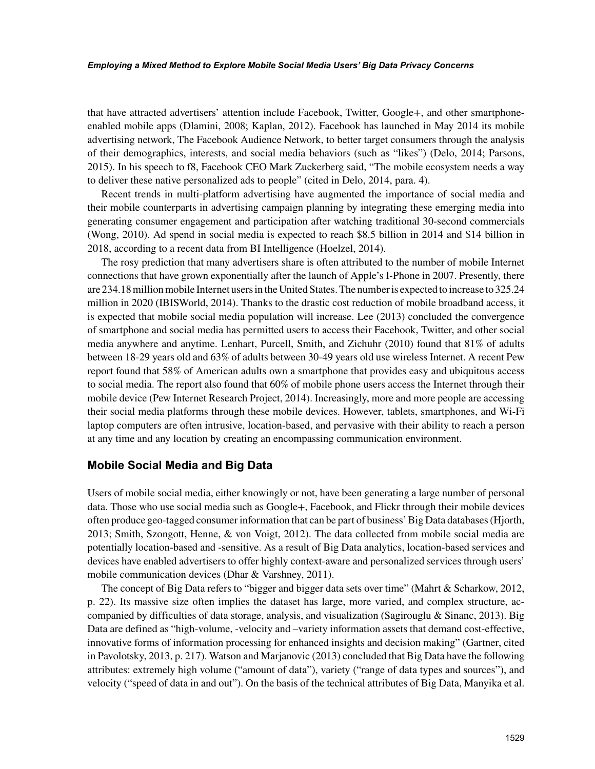that have attracted advertisers' attention include Facebook, Twitter, Google+, and other smartphone-enabled mobile apps (Dlamini, 2008; Kaplan, 2012). Facebook has launched in May 2014 its mobile advertising network, The Facebook Audience Network, to better target consumers through the analysis of their demographics, interests, and social media behaviors (such as "likes") (Delo, 2014; Parsons, 2015). In his speech to f8, Facebook CEO Mark Zuckerberg said, "The mobile ecosystem needs a way to deliver these native personalized ads to people" (cited in Delo, 2014, para. 4).

Recent trends in multi-platform advertising have augmented the importance of social media and their mobile counterparts in advertising campaign planning by integrating these emerging media into generating consumer engagement and participation after watching traditional 30-second commercials (Wong, 2010). Ad spend in social media is expected to reach $8.5 billion in 2014 and $14 billion in 2018, according to a recent data from BI Intelligence (Hoelzel, 2014).

The rosy prediction that many advertisers share is often attributed to the number of mobile Internet connections that have grown exponentially after the launch of Apple's I-Phone in 2007. Presently, there are 234.18 million mobile Internet users in the United States. The number is expected to increase to 325.24 million in 2020 (IBISWorld, 2014). Thanks to the drastic cost reduction of mobile broadband access, it is expected that mobile social media population will increase. Lee (2013) concluded the convergence of smartphone and social media has permitted users to access their Facebook, Twitter, and other social media anywhere and anytime. Lenhart, Purcell, Smith, and Zichuhr (2010) found that 81% of adults between 18-29 years old and 63% of adults between 30-49 years old use wireless Internet. A recent Pew report found that 58% of American adults own a smartphone that provides easy and ubiquitous access to social media. The report also found that 60% of mobile phone users access the Internet through their mobile device (Pew Internet Research Project, 2014). Increasingly, more and more people are accessing their social media platforms through these mobile devices. However, tablets, smartphones, and Wi-Fi laptop computers are often intrusive, location-based, and pervasive with their ability to reach a person at any time and any location by creating an encompassing communication environment.

## Mobile Social Media and Big Data

Users of mobile social media, either knowingly or not, have been generating a large number of personal data. Those who use social media such as Google+, Facebook, and Flickr through their mobile devices often produce geo-tagged consumer information that can be part of business' Big Data databases (Hjorth, 2013; Smith, Szongott, Henne, & von Voigt, 2012). The data collected from mobile social media are potentially location-based and -sensitive. As a result of Big Data analytics, location-based services and devices have enabled advertisers to offer highly context-aware and personalized services through users' mobile communication devices (Dhar & Varshney, 2011).

The concept of Big Data refers to "bigger and bigger data sets over time" (Mahrt & Scharkow, 2012, p. 22). Its massive size often implies the dataset has large, more varied, and complex structure, accompanied by difficulties of data storage, analysis, and visualization (Sagirouglu & Sinanc, 2013). Big Data are defined as "high-volume, -velocity and –variety information assets that demand cost-effective, innovative forms of information processing for enhanced insights and decision making" (Gartner, cited in Pavolotsky, 2013, p. 217). Watson and Marjanovic (2013) concluded that Big Data have the following attributes: extremely high volume ("amount of data"), variety ("range of data types and sources"), and velocity ("speed of data in and out"). On the basis of the technical attributes of Big Data, Manyika et al.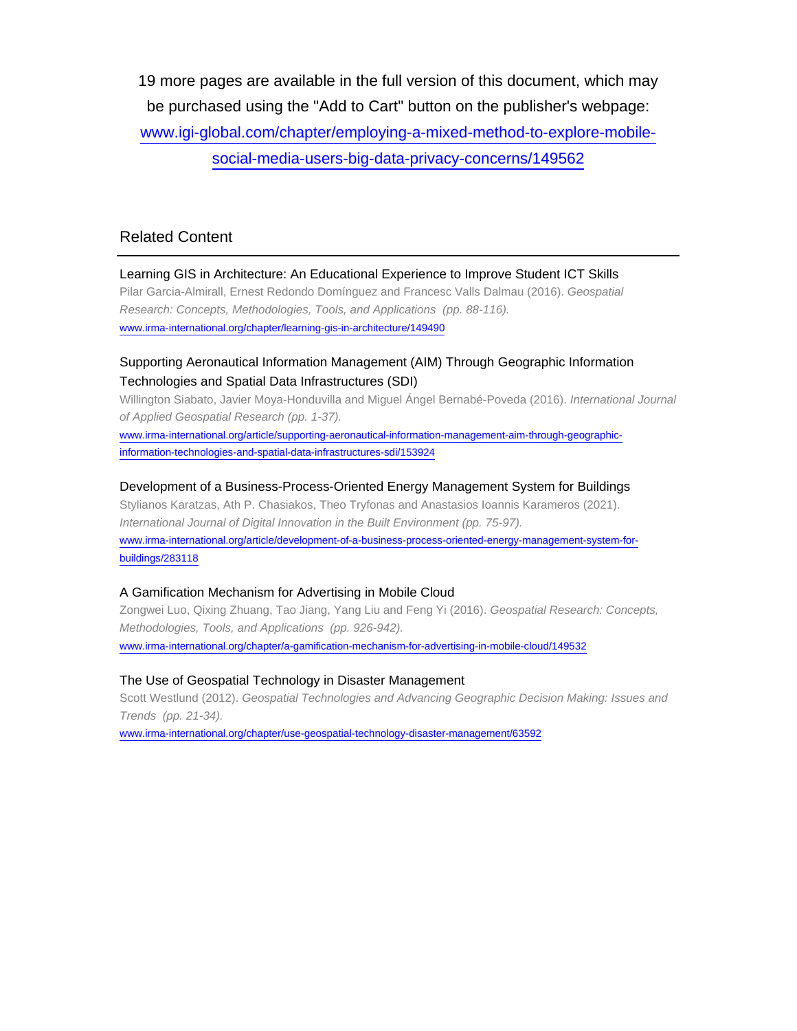19 more pages are available in the full version of this document, which may be purchased using the "Add to Cart" button on the publisher's webpage: www.igi-global.com/chapter/employing-a-mixed-method-to-explore-mobile-social-media-users-big-data-privacy-concerns/149562

## Related Content

**Learning GIS in Architecture: An Educational Experience to Improve Student ICT Skills**
Pilar Garcia-Almirall, Ernest Redondo Domínguez and Francesc Valls Dalmau (2016). *Geospatial Research: Concepts, Methodologies, Tools, and Applications (pp. 88-116).*
www.irma-international.org/chapter/learning-gis-in-architecture/149490

**Supporting Aeronautical Information Management (AIM) Through Geographic Information Technologies and Spatial Data Infrastructures (SDI)**
Willington Siabato, Javier Moya-Honduvilla and Miguel Ángel Bernabé-Poveda (2016). *International Journal of Applied Geospatial Research (pp. 1-37).*
www.irma-international.org/article/supporting-aeronautical-information-management-aim-through-geographic-information-technologies-and-spatial-data-infrastructures-sdi/153924

**Development of a Business-Process-Oriented Energy Management System for Buildings**
Stylianos Karatzas, Ath P. Chasiakos, Theo Tryfonas and Anastasios Ioannis Karameros (2021). *International Journal of Digital Innovation in the Built Environment (pp. 75-97).*
www.irma-international.org/article/development-of-a-business-process-oriented-energy-management-system-for-buildings/283118

**A Gamification Mechanism for Advertising in Mobile Cloud**
Zongwei Luo, Qixing Zhuang, Tao Jiang, Yang Liu and Feng Yi (2016). *Geospatial Research: Concepts, Methodologies, Tools, and Applications (pp. 926-942).*
www.irma-international.org/chapter/a-gamification-mechanism-for-advertising-in-mobile-cloud/149532

**The Use of Geospatial Technology in Disaster Management**
Scott Westlund (2012). *Geospatial Technologies and Advancing Geographic Decision Making: Issues and Trends (pp. 21-34).*
www.irma-international.org/chapter/use-geospatial-technology-disaster-management/63592